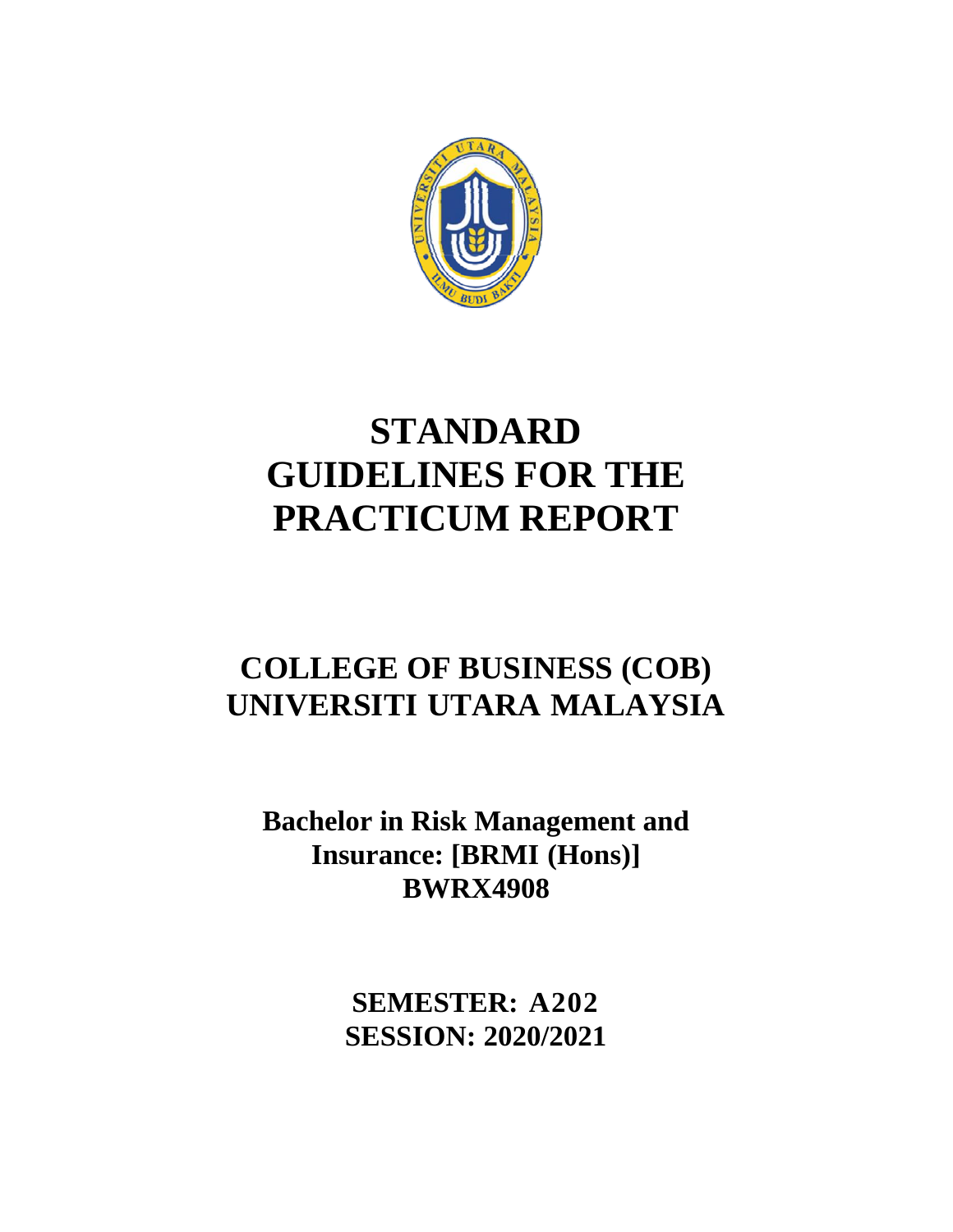# STANDARD GUIDELINES FOR THE PRACTICUM REPORT

## COLLEGE OF BUSINESS (COB)
## UNIVERSITI UTARA MALAYSIA

### Bachelor in Risk Management and Insurance: [BRMI (Hons)]
### BWRX4908

**SEMESTER: A202**
**SESSION: 2020/2021**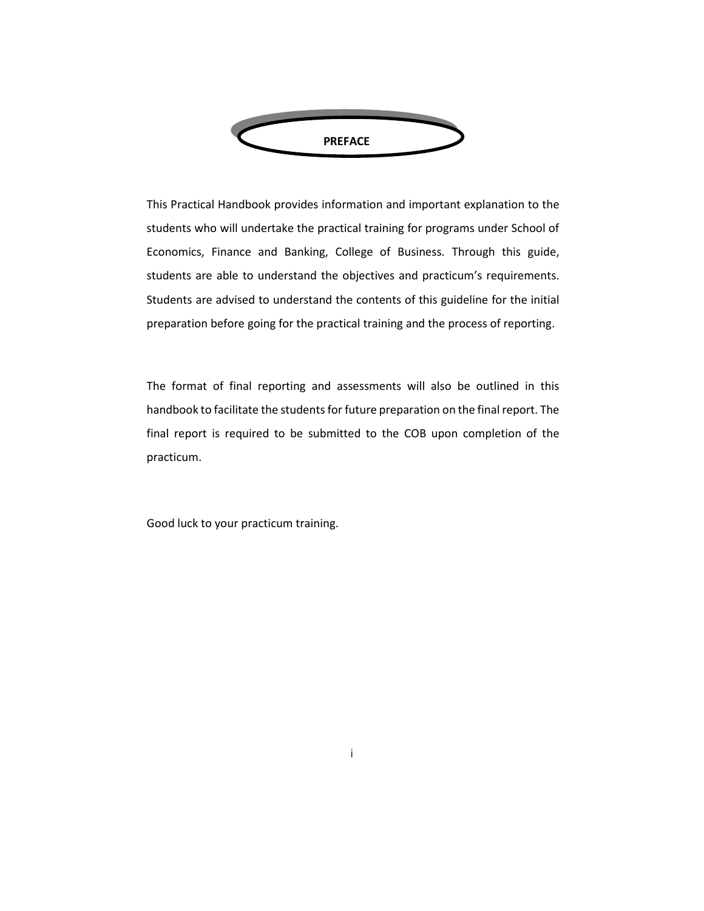# PREFACE

This Practical Handbook provides information and important explanation to the students who will undertake the practical training for programs under School of Economics, Finance and Banking, College of Business. Through this guide, students are able to understand the objectives and practicum's requirements. Students are advised to understand the contents of this guideline for the initial preparation before going for the practical training and the process of reporting.

The format of final reporting and assessments will also be outlined in this handbook to facilitate the students for future preparation on the final report. The final report is required to be submitted to the COB upon completion of the practicum.

Good luck to your practicum training.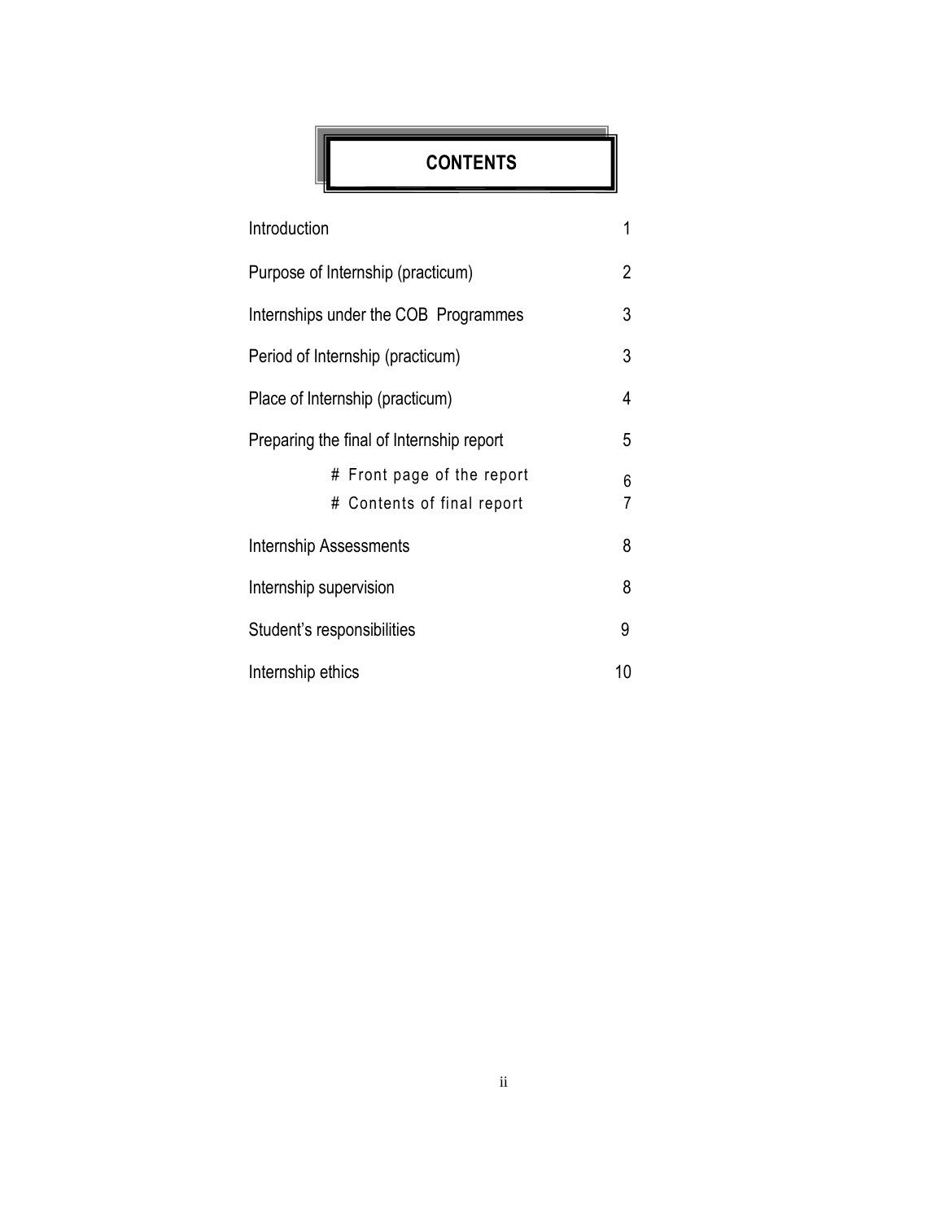# CONTENTS

| | |
|---|---|
| Introduction | 1 |
| Purpose of Internship (practicum) | 2 |
| Internships under the COB Programmes | 3 |
| Period of Internship (practicum) | 3 |
| Place of Internship (practicum) | 4 |
| Preparing the final of Internship report | 5 |
| # Front page of the report | 6 |
| # Contents of final report | 7 |
| Internship Assessments | 8 |
| Internship supervision | 8 |
| Student's responsibilities | 9 |
| Internship ethics | 10 |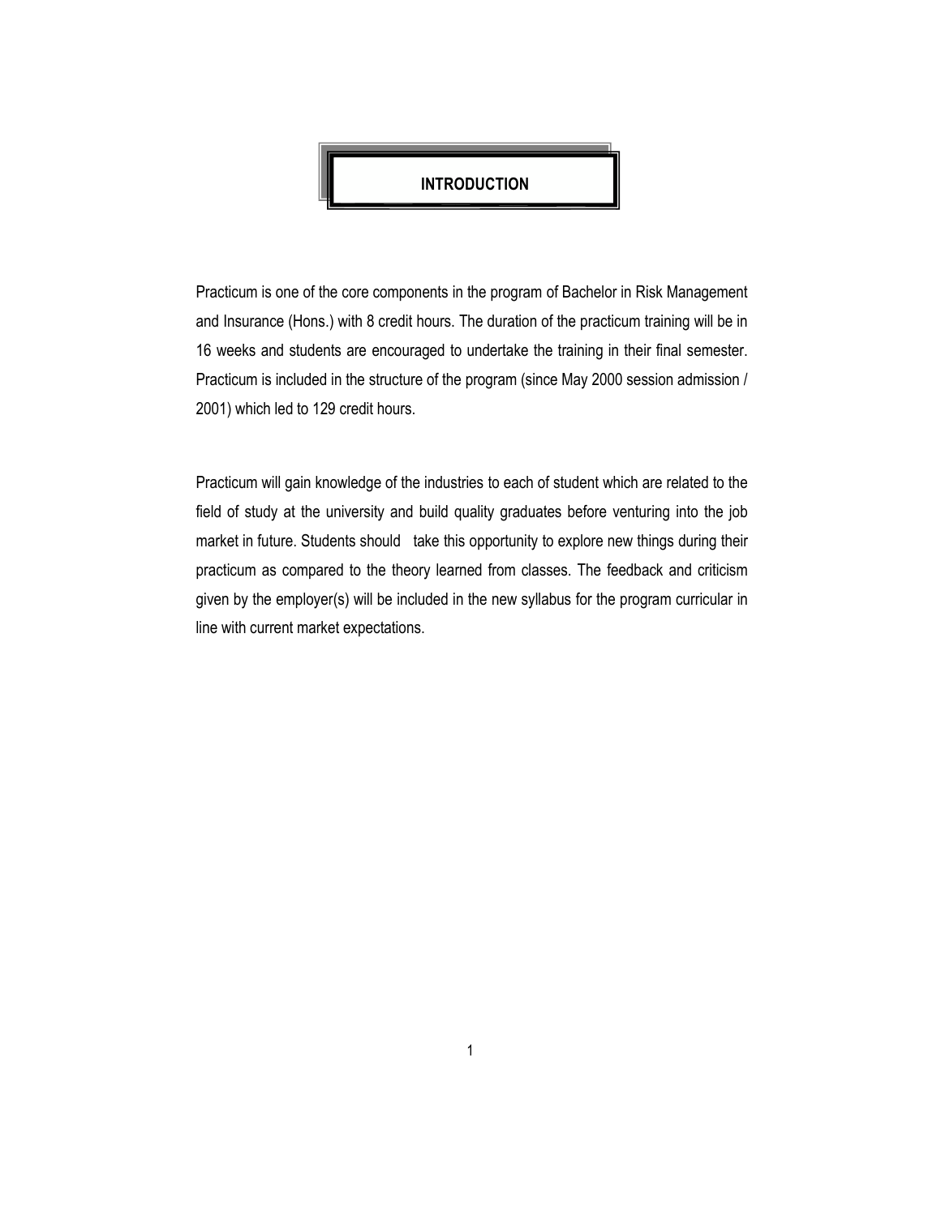# INTRODUCTION

Practicum is one of the core components in the program of Bachelor in Risk Management and Insurance (Hons.) with 8 credit hours. The duration of the practicum training will be in 16 weeks and students are encouraged to undertake the training in their final semester. Practicum is included in the structure of the program (since May 2000 session admission / 2001) which led to 129 credit hours.

Practicum will gain knowledge of the industries to each of student which are related to the field of study at the university and build quality graduates before venturing into the job market in future. Students should take this opportunity to explore new things during their practicum as compared to the theory learned from classes. The feedback and criticism given by the employer(s) will be included in the new syllabus for the program curricular in line with current market expectations.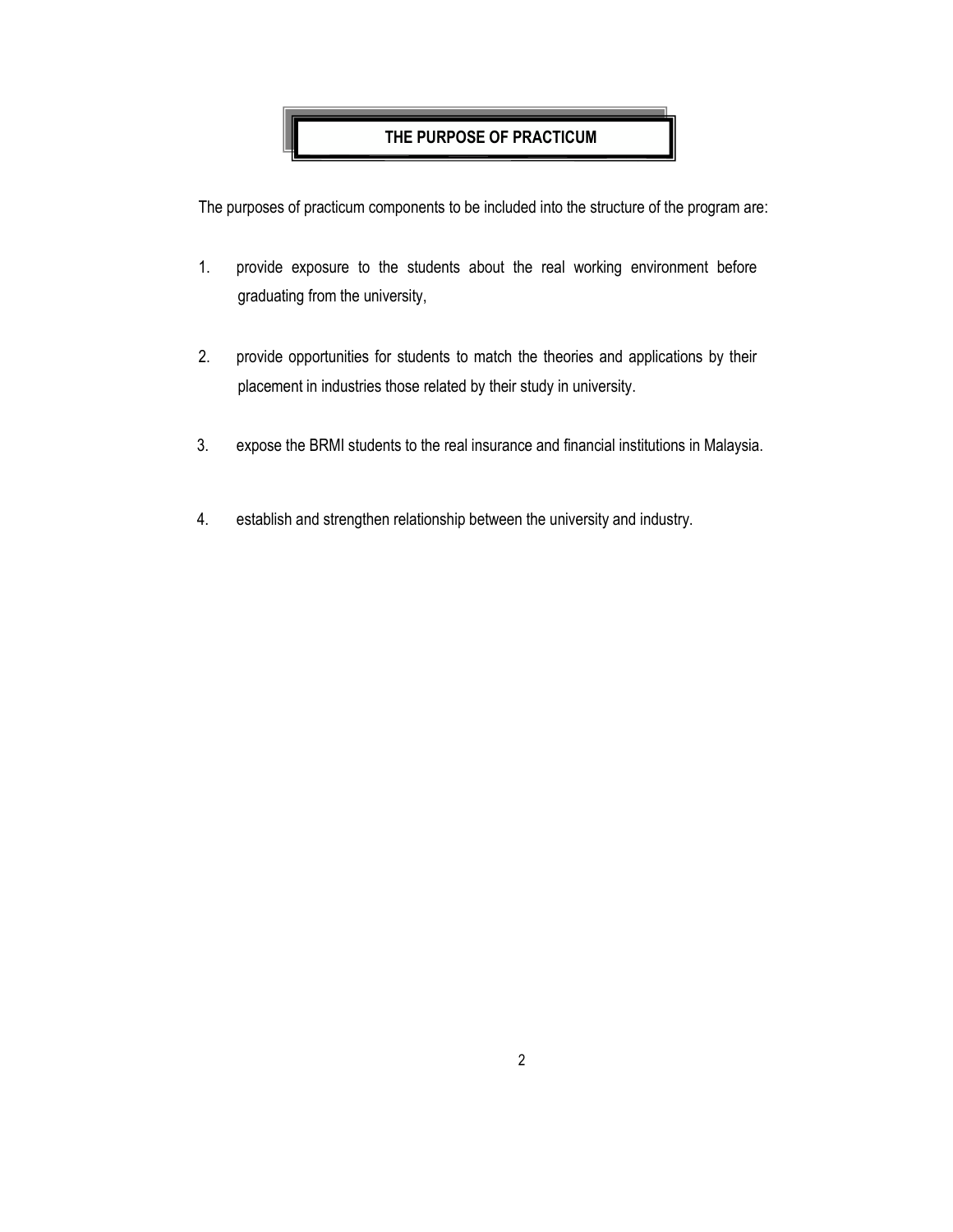## THE PURPOSE OF PRACTICUM

The purposes of practicum components to be included into the structure of the program are:

1. provide exposure to the students about the real working environment before graduating from the university,

2. provide opportunities for students to match the theories and applications by their placement in industries those related by their study in university.

3. expose the BRMI students to the real insurance and financial institutions in Malaysia.

4. establish and strengthen relationship between the university and industry.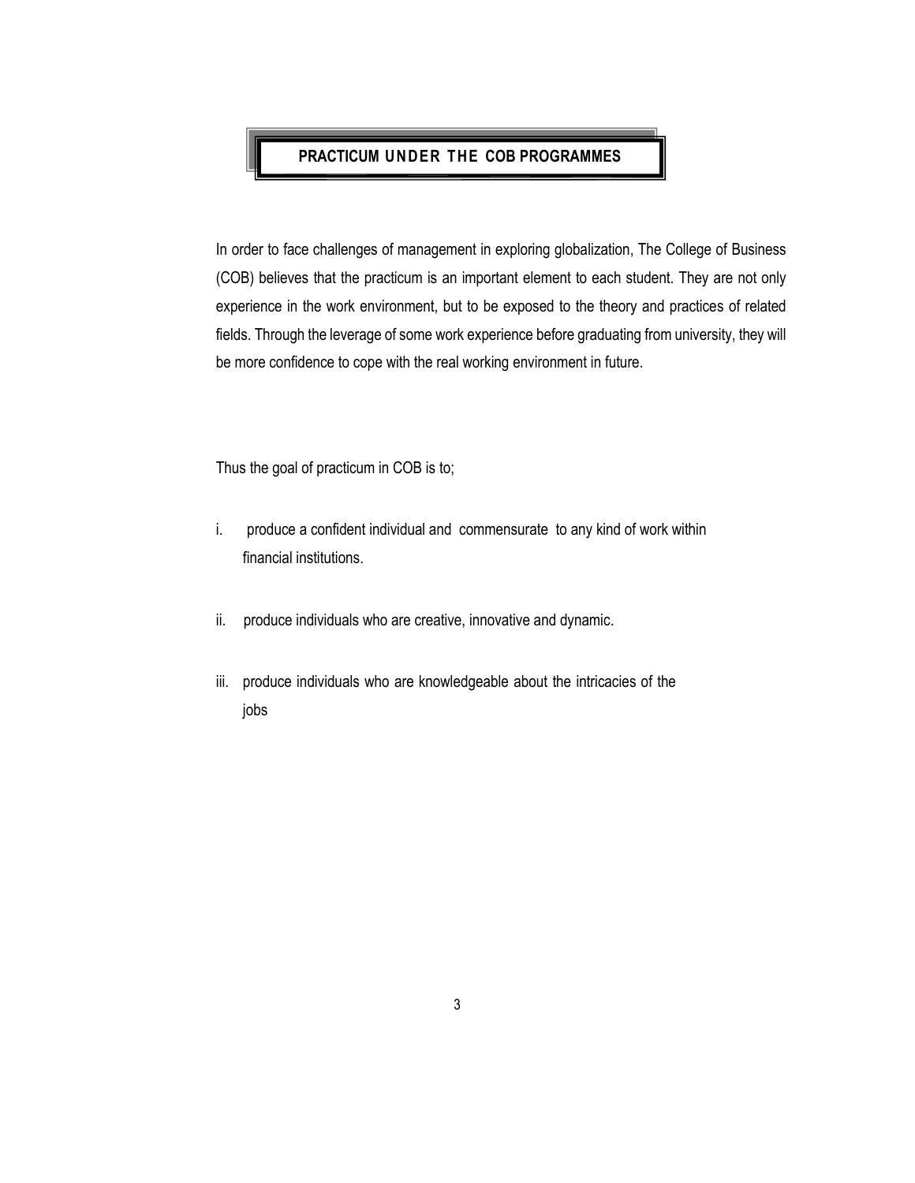## PRACTICUM UNDER THE COB PROGRAMMES

In order to face challenges of management in exploring globalization, The College of Business (COB) believes that the practicum is an important element to each student. They are not only experience in the work environment, but to be exposed to the theory and practices of related fields. Through the leverage of some work experience before graduating from university, they will be more confidence to cope with the real working environment in future.

Thus the goal of practicum in COB is to;

i. produce a confident individual and commensurate to any kind of work within financial institutions.

ii. produce individuals who are creative, innovative and dynamic.

iii. produce individuals who are knowledgeable about the intricacies of the jobs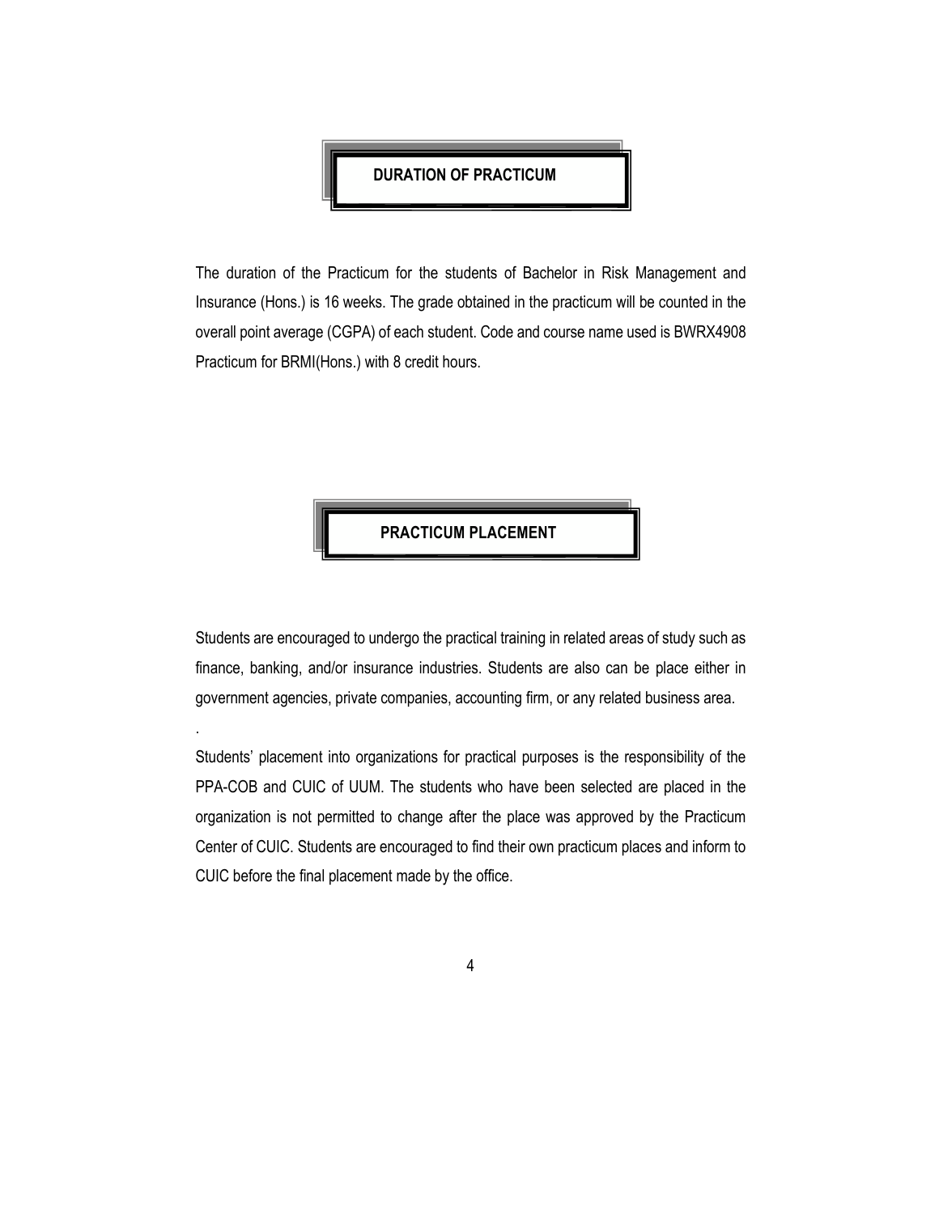## DURATION OF PRACTICUM

The duration of the Practicum for the students of Bachelor in Risk Management and Insurance (Hons.) is 16 weeks. The grade obtained in the practicum will be counted in the overall point average (CGPA) of each student. Code and course name used is BWRX4908 Practicum for BRMI(Hons.) with 8 credit hours.

## PRACTICUM PLACEMENT

Students are encouraged to undergo the practical training in related areas of study such as finance, banking, and/or insurance industries. Students are also can be place either in government agencies, private companies, accounting firm, or any related business area.

.

Students' placement into organizations for practical purposes is the responsibility of the PPA-COB and CUIC of UUM. The students who have been selected are placed in the organization is not permitted to change after the place was approved by the Practicum Center of CUIC. Students are encouraged to find their own practicum places and inform to CUIC before the final placement made by the office.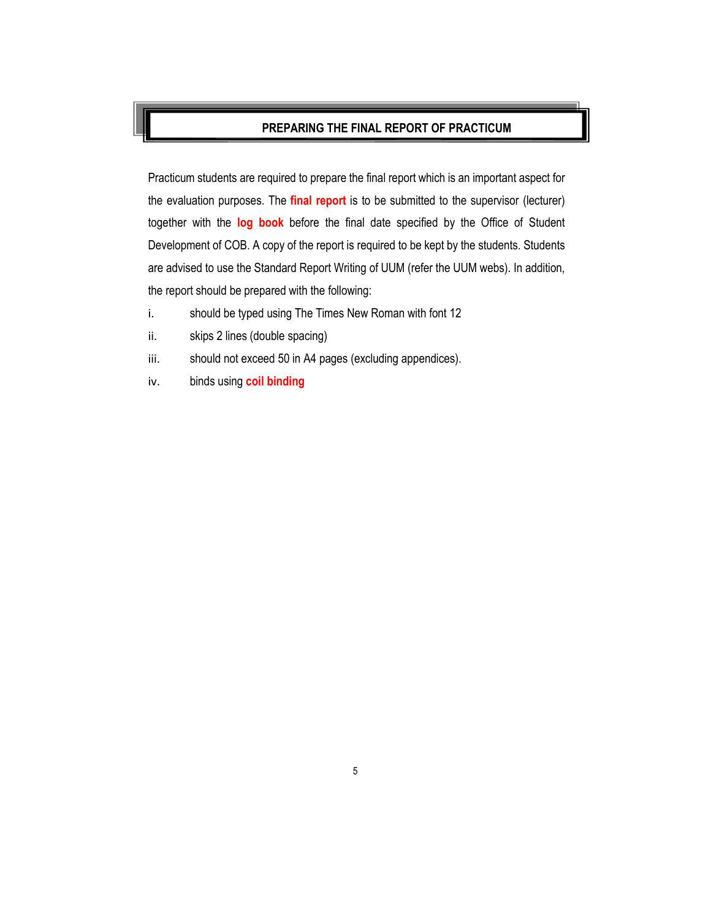## PREPARING THE FINAL REPORT OF PRACTICUM

Practicum students are required to prepare the final report which is an important aspect for the evaluation purposes. The **final report** is to be submitted to the supervisor (lecturer) together with the **log book** before the final date specified by the Office of Student Development of COB. A copy of the report is required to be kept by the students. Students are advised to use the Standard Report Writing of UUM (refer the UUM webs). In addition, the report should be prepared with the following:

i. should be typed using The Times New Roman with font 12

ii. skips 2 lines (double spacing)

iii. should not exceed 50 in A4 pages (excluding appendices).

iv. binds using **coil binding**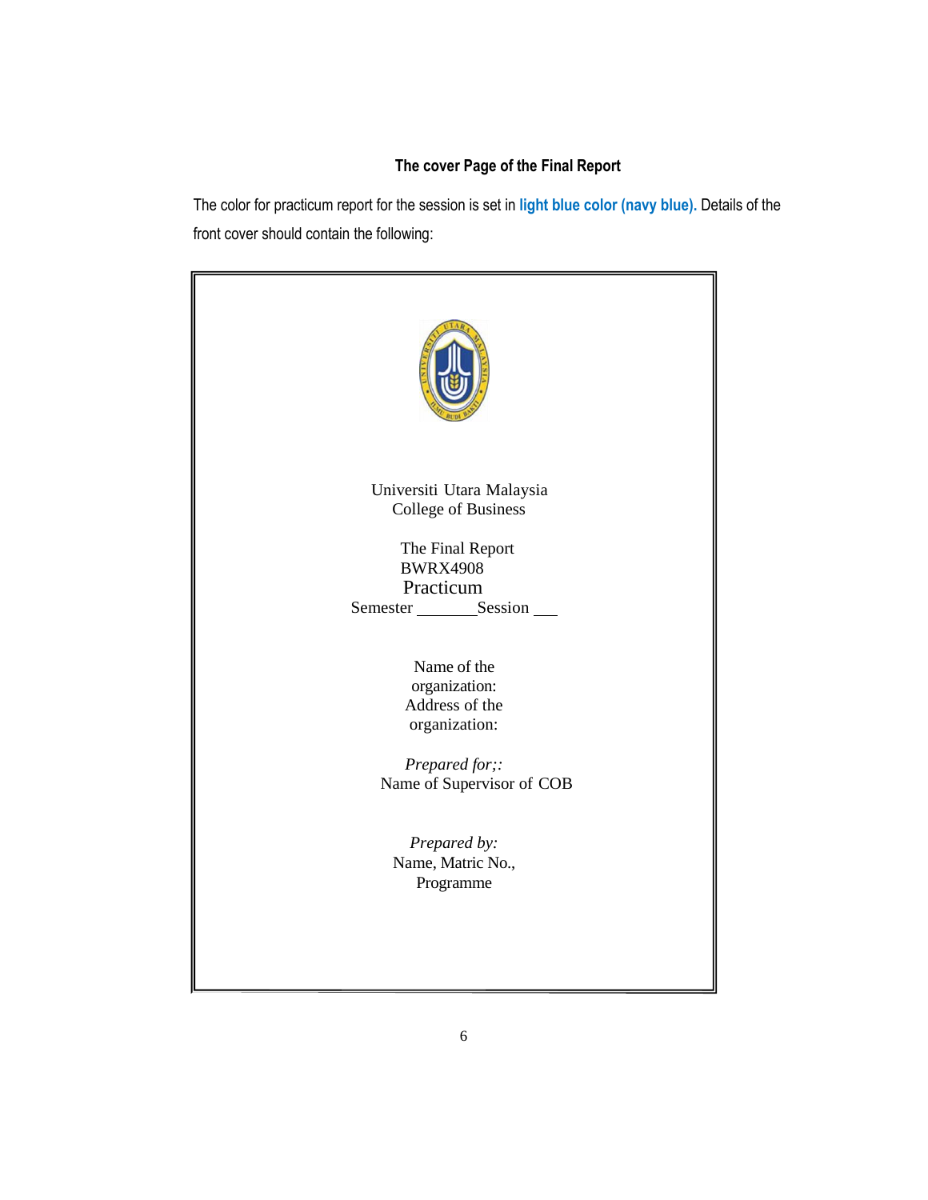**The cover Page of the Final Report**

The color for practicum report for the session is set in **light blue color (navy blue).** Details of the front cover should contain the following:

Universiti Utara Malaysia
College of Business

The Final Report
BWRX4908
Practicum
Semester _______ Session ___

Name of the organization:
Address of the organization:

*Prepared for;:*
Name of Supervisor of COB

*Prepared by:*
Name, Matric No.,
Programme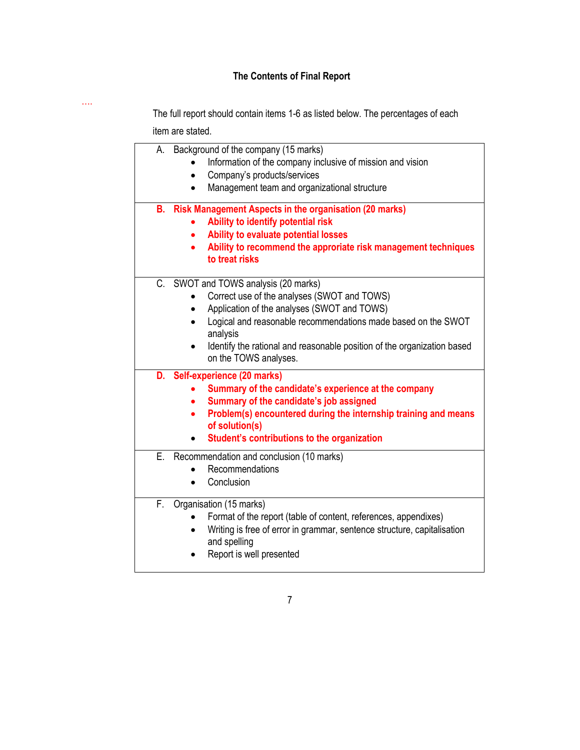**The Contents of Final Report**

....

The full report should contain items 1-6 as listed below. The percentages of each item are stated.

A. Background of the company (15 marks)
- Information of the company inclusive of mission and vision
- Company's products/services
- Management team and organizational structure

**B. Risk Management Aspects in the organisation (20 marks)**
- **Ability to identify potential risk**
- **Ability to evaluate potential losses**
- **Ability to recommend the approriate risk management techniques to treat risks**

C. SWOT and TOWS analysis (20 marks)
- Correct use of the analyses (SWOT and TOWS)
- Application of the analyses (SWOT and TOWS)
- Logical and reasonable recommendations made based on the SWOT analysis
- Identify the rational and reasonable position of the organization based on the TOWS analyses.

**D. Self-experience (20 marks)**
- **Summary of the candidate's experience at the company**
- **Summary of the candidate's job assigned**
- **Problem(s) encountered during the internship training and means of solution(s)**
- **Student's contributions to the organization**

E. Recommendation and conclusion (10 marks)
- Recommendations
- Conclusion

F. Organisation (15 marks)
- Format of the report (table of content, references, appendixes)
- Writing is free of error in grammar, sentence structure, capitalisation and spelling
- Report is well presented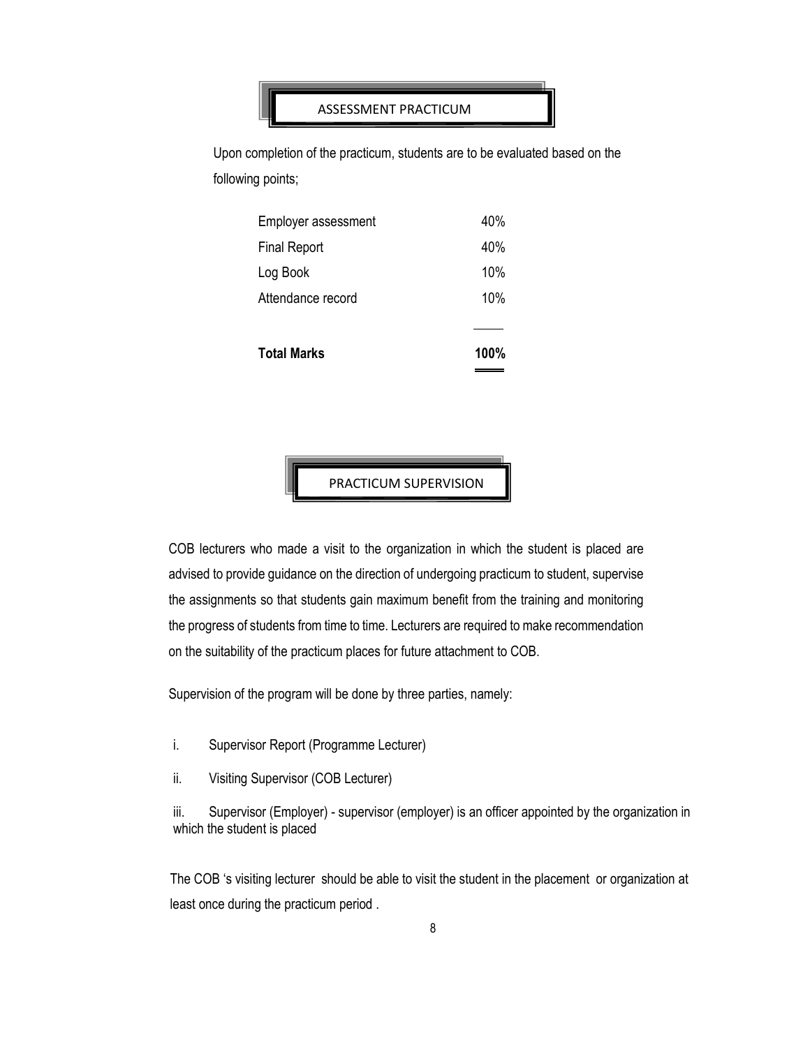## ASSESSMENT PRACTICUM

Upon completion of the practicum, students are to be evaluated based on the following points;

| | |
|---|---|
| Employer assessment | 40% |
| Final Report | 40% |
| Log Book | 10% |
| Attendance record | 10% |
| **Total Marks** | **100%** |

## PRACTICUM SUPERVISION

COB lecturers who made a visit to the organization in which the student is placed are advised to provide guidance on the direction of undergoing practicum to student, supervise the assignments so that students gain maximum benefit from the training and monitoring the progress of students from time to time. Lecturers are required to make recommendation on the suitability of the practicum places for future attachment to COB.

Supervision of the program will be done by three parties, namely:

i. Supervisor Report (Programme Lecturer)

ii. Visiting Supervisor (COB Lecturer)

iii. Supervisor (Employer) - supervisor (employer) is an officer appointed by the organization in which the student is placed

The COB 's visiting lecturer should be able to visit the student in the placement or organization at least once during the practicum period .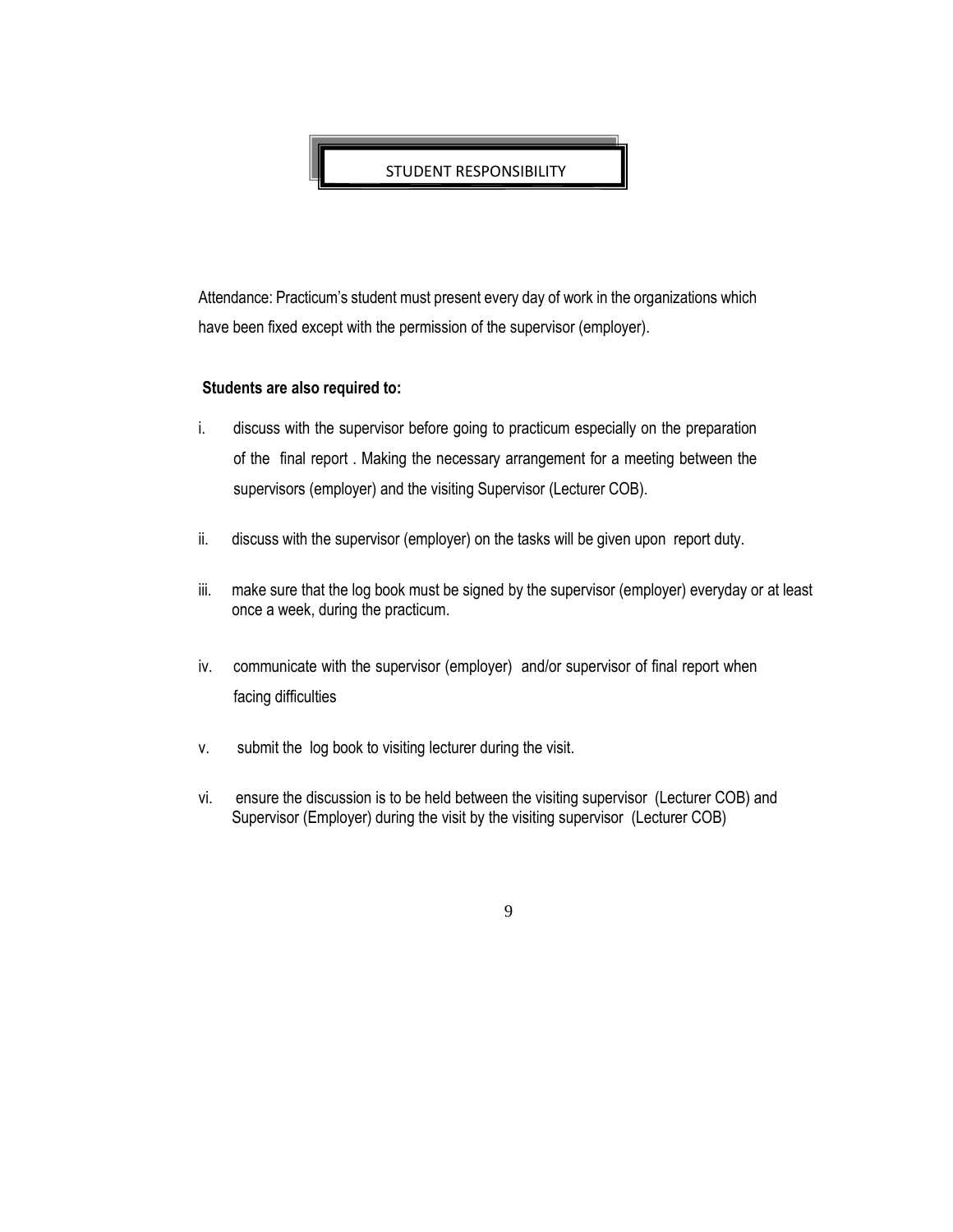# STUDENT RESPONSIBILITY

Attendance: Practicum's student must present every day of work in the organizations which have been fixed except with the permission of the supervisor (employer).

**Students are also required to:**

i. discuss with the supervisor before going to practicum especially on the preparation of the final report . Making the necessary arrangement for a meeting between the supervisors (employer) and the visiting Supervisor (Lecturer COB).

ii. discuss with the supervisor (employer) on the tasks will be given upon report duty.

iii. make sure that the log book must be signed by the supervisor (employer) everyday or at least once a week, during the practicum.

iv. communicate with the supervisor (employer) and/or supervisor of final report when facing difficulties

v. submit the log book to visiting lecturer during the visit.

vi. ensure the discussion is to be held between the visiting supervisor (Lecturer COB) and Supervisor (Employer) during the visit by the visiting supervisor (Lecturer COB)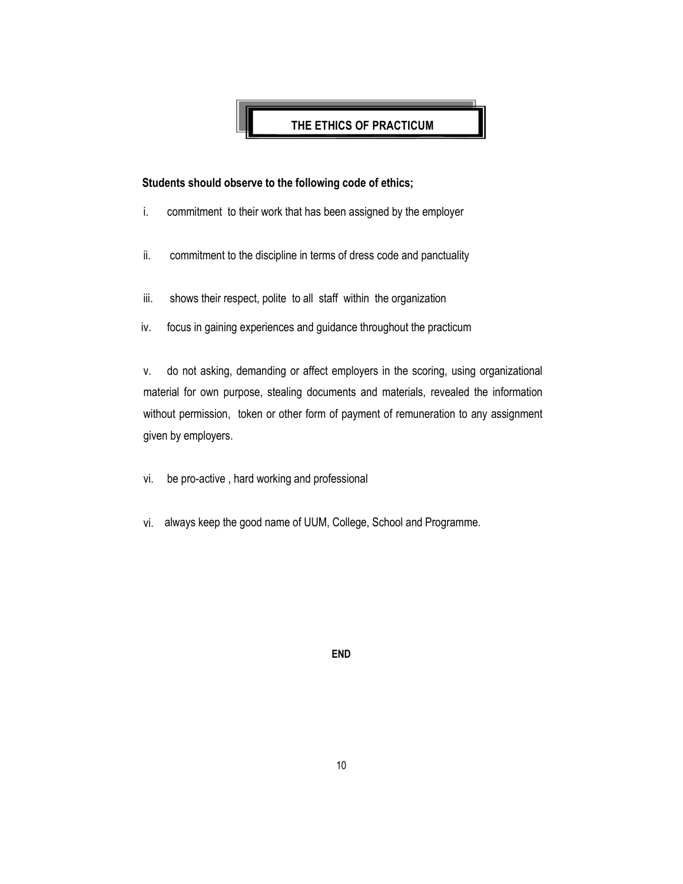## THE ETHICS OF PRACTICUM

**Students should observe to the following code of ethics;**

i. commitment to their work that has been assigned by the employer

ii. commitment to the discipline in terms of dress code and panctuality

iii. shows their respect, polite to all staff within the organization

iv. focus in gaining experiences and guidance throughout the practicum

v. do not asking, demanding or affect employers in the scoring, using organizational material for own purpose, stealing documents and materials, revealed the information without permission, token or other form of payment of remuneration to any assignment given by employers.

vi. be pro-active , hard working and professional

vi. always keep the good name of UUM, College, School and Programme.

**END**